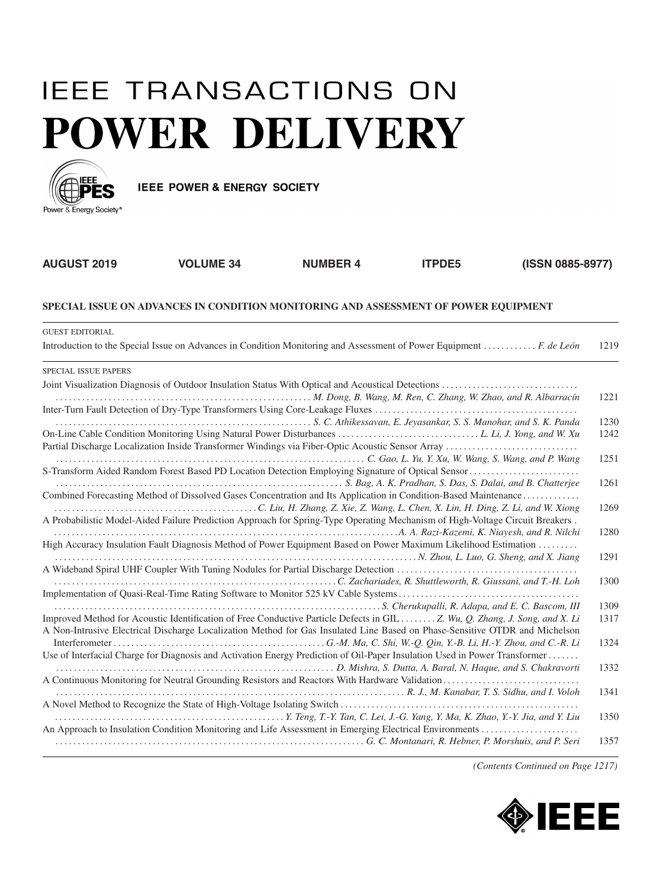# IEEE TRANSACTIONS ON

# POWER DELIVERY

IEEE POWER & ENERGY SOCIETY

**AUGUST 2019 VOLUME 34 NUMBER 4 ITPDE5 (ISSN 0885-8977)**

## SPECIAL ISSUE ON ADVANCES IN CONDITION MONITORING AND ASSESSMENT OF POWER EQUIPMENT

GUEST EDITORIAL

Introduction to the Special Issue on Advances in Condition Monitoring and Assessment of Power Equipment ............ *F. de León* 1219

SPECIAL ISSUE PAPERS

Joint Visualization Diagnosis of Outdoor Insulation Status With Optical and Acoustical Detections ............ *M. Dong, B. Wang, M. Ren, C. Zhang, W. Zhao, and R. Albarracín* 1221

Inter-Turn Fault Detection of Dry-Type Transformers Using Core-Leakage Fluxes ............ *S. C. Athikessavan, E. Jeyasankar, S. S. Manohar, and S. K. Panda* 1230

On-Line Cable Condition Monitoring Using Natural Power Disturbances ............ *L. Li, J. Yong, and W. Xu* 1242

Partial Discharge Localization Inside Transformer Windings via Fiber-Optic Acoustic Sensor Array ............ *C. Gao, L. Yu, Y. Xu, W. Wang, S. Wang, and P. Wang* 1251

S-Transform Aided Random Forest Based PD Location Detection Employing Signature of Optical Sensor ............ *S. Bag, A. K. Pradhan, S. Das, S. Dalai, and B. Chatterjee* 1261

Combined Forecasting Method of Dissolved Gases Concentration and Its Application in Condition-Based Maintenance ............ *C. Liu, H. Zhang, Z. Xie, Z. Wang, L. Chen, X. Lin, H. Ding, Z. Li, and W. Xiong* 1269

A Probabilistic Model-Aided Failure Prediction Approach for Spring-Type Operating Mechanism of High-Voltage Circuit Breakers . ............ *A. A. Razi-Kazemi, K. Niayesh, and R. Nilchi* 1280

High Accuracy Insulation Fault Diagnosis Method of Power Equipment Based on Power Maximum Likelihood Estimation ............ *N. Zhou, L. Luo, G. Sheng, and X. Jiang* 1291

A Wideband Spiral UHF Coupler With Tuning Nodules for Partial Discharge Detection ............ *C. Zachariades, R. Shuttleworth, R. Giussani, and T.-H. Loh* 1300

Implementation of Quasi-Real-Time Rating Software to Monitor 525 kV Cable Systems ............ *S. Cherukupalli, R. Adapa, and E. C. Bascom, III* 1309

Improved Method for Acoustic Identification of Free Conductive Particle Defects in GIL ............ *Z. Wu, Q. Zhang, J. Song, and X. Li* 1317

A Non-Intrusive Electrical Discharge Localization Method for Gas Insulated Line Based on Phase-Sensitive OTDR and Michelson Interferometer ............ *G.-M. Ma, C. Shi, W.-Q. Qin, Y.-B. Li, H.-Y. Zhou, and C.-R. Li* 1324

Use of Interfacial Charge for Diagnosis and Activation Energy Prediction of Oil-Paper Insulation Used in Power Transformer ............ *D. Mishra, S. Dutta, A. Baral, N. Haque, and S. Chakravorti* 1332

A Continuous Monitoring for Neutral Grounding Resistors and Reactors With Hardware Validation ............ *R. J., M. Kanabar, T. S. Sidhu, and I. Voloh* 1341

A Novel Method to Recognize the State of High-Voltage Isolating Switch ............ *Y. Teng, T.-Y. Tan, C. Lei, J.-G. Yang, Y. Ma, K. Zhao, Y.-Y. Jia, and Y. Liu* 1350

An Approach to Insulation Condition Monitoring and Life Assessment in Emerging Electrical Environments ............ *G. C. Montanari, R. Hebner, P. Morshuis, and P. Seri* 1357

*(Contents Continued on Page 1217)*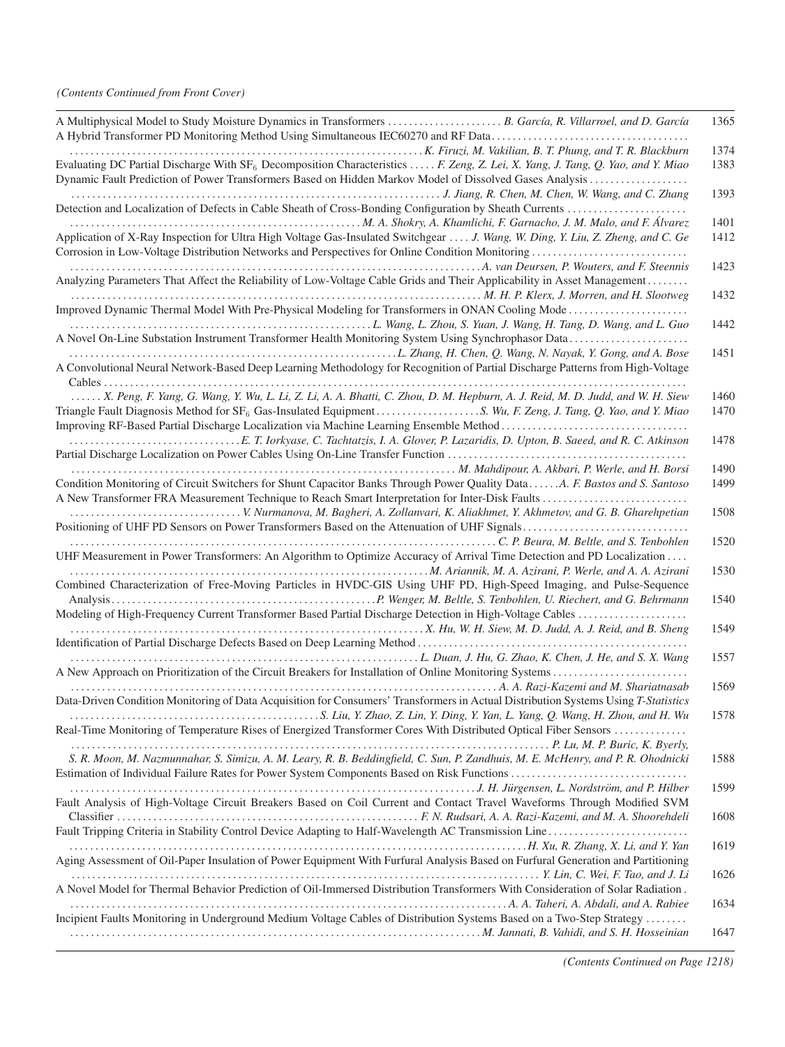*(Contents Continued from Front Cover)*

A Multiphysical Model to Study Moisture Dynamics in Transformers . . . . . . . . . . . . . . . . . . . . . . *B. García, R. Villarroel, and D. García* 1365

A Hybrid Transformer PD Monitoring Method Using Simultaneous IEC60270 and RF Data . . . . . . . . . . . . . . . . . . . . . *K. Firuzi, M. Vakilian, B. T. Phung, and T. R. Blackburn* 1374

Evaluating DC Partial Discharge With $SF_6$ Decomposition Characteristics . . . . . *F. Zeng, Z. Lei, X. Yang, J. Tang, Q. Yao, and Y. Miao* 1383

Dynamic Fault Prediction of Power Transformers Based on Hidden Markov Model of Dissolved Gases Analysis . . . . . . . . . . . . . . . . . . . *J. Jiang, R. Chen, M. Chen, W. Wang, and C. Zhang* 1393

Detection and Localization of Defects in Cable Sheath of Cross-Bonding Configuration by Sheath Currents . . . . . . . . . . . . . . . . . . . . . . . *M. A. Shokry, A. Khamlichi, F. Garnacho, J. M. Malo, and F. Álvarez* 1401

Application of X-Ray Inspection for Ultra High Voltage Gas-Insulated Switchgear . . . . *J. Wang, W. Ding, Y. Liu, Z. Zheng, and C. Ge* 1412

Corrosion in Low-Voltage Distribution Networks and Perspectives for Online Condition Monitoring . . . . . . . . . . . . . . . . . . . . . . . . . . . . . *A. van Deursen, P. Wouters, and F. Steennis* 1423

Analyzing Parameters That Affect the Reliability of Low-Voltage Cable Grids and Their Applicability in Asset Management . . . . . . . . *M. H. P. Klerx, J. Morren, and H. Slootweg* 1432

Improved Dynamic Thermal Model With Pre-Physical Modeling for Transformers in ONAN Cooling Mode . . . . . . . . . . . . . . . . . . . . . . . *L. Wang, L. Zhou, S. Yuan, J. Wang, H. Tang, D. Wang, and L. Guo* 1442

A Novel On-Line Substation Instrument Transformer Health Monitoring System Using Synchrophasor Data . . . . . . . . . . . . . . . . . . . . . . . *L. Zhang, H. Chen, Q. Wang, N. Nayak, Y. Gong, and A. Bose* 1451

A Convolutional Neural Network-Based Deep Learning Methodology for Recognition of Partial Discharge Patterns from High-Voltage Cables . . . . . . *X. Peng, F. Yang, G. Wang, Y. Wu, L. Li, Z. Li, A. A. Bhatti, C. Zhou, D. M. Hepburn, A. J. Reid, M. D. Judd, and W. H. Siew* 1460

Triangle Fault Diagnosis Method for $SF_6$ Gas-Insulated Equipment . . . . . . . . . . . . . . . . . . . . *S. Wu, F. Zeng, J. Tang, Q. Yao, and Y. Miao* 1470

Improving RF-Based Partial Discharge Localization via Machine Learning Ensemble Method . . . . . . . . . . . . . . . . . . . . . . . . . . . . . . . . . *E. T. Iorkyase, C. Tachtatzis, I. A. Glover, P. Lazaridis, D. Upton, B. Saeed, and R. C. Atkinson* 1478

Partial Discharge Localization on Power Cables Using On-Line Transfer Function . . . . . . . . . . . . . . . . . . . . . . . . . *M. Mahdipour, A. Akbari, P. Werle, and H. Borsi* 1490

Condition Monitoring of Circuit Switchers for Shunt Capacitor Banks Through Power Quality Data . . . . . . *A. F. Bastos and S. Santoso* 1499

A New Transformer FRA Measurement Technique to Reach Smart Interpretation for Inter-Disk Faults . . . . . . . . . . . . . . . . . . . . . . . . . . . . . . . . . *V. Nurmanova, M. Bagheri, A. Zollanvari, K. Aliakhmet, Y. Akhmetov, and G. B. Gharehpetian* 1508

Positioning of UHF PD Sensors on Power Transformers Based on the Attenuation of UHF Signals . . . . . . . . . . . . . . . . . . . . . . . . . . . . . . . *C. P. Beura, M. Beltle, and S. Tenbohlen* 1520

UHF Measurement in Power Transformers: An Algorithm to Optimize Accuracy of Arrival Time Detection and PD Localization . . . . . . . . . . . . . . . . . . . . . . . . . . . . . . . . *M. Ariannik, M. A. Azirani, P. Werle, and A. A. Azirani* 1530

Combined Characterization of Free-Moving Particles in HVDC-GIS Using UHF PD, High-Speed Imaging, and Pulse-Sequence Analysis . . . . . . . . . . . . . . . . . . . . . . . . . . . . . . . . . . . . . . . . . *P. Wenger, M. Beltle, S. Tenbohlen, U. Riechert, and G. Behrmann* 1540

Modeling of High-Frequency Current Transformer Based Partial Discharge Detection in High-Voltage Cables . . . . . . . . . . . . . . . . . . . . . *X. Hu, W. H. Siew, M. D. Judd, A. J. Reid, and B. Sheng* 1549

Identification of Partial Discharge Defects Based on Deep Learning Method . . . . . . . . . . . . . . . . . . . . . . . . . . . . . . . . . *L. Duan, J. Hu, G. Zhao, K. Chen, J. He, and S. X. Wang* 1557

A New Approach on Prioritization of the Circuit Breakers for Installation of Online Monitoring Systems . . . . . . . . . . . . . . . . . . . . . . . . . . . . . *A. A. Razi-Kazemi and M. Shariatnasab* 1569

Data-Driven Condition Monitoring of Data Acquisition for Consumers' Transformers in Actual Distribution Systems Using *T-Statistics* . . . . . . . . . . . . . . . . . . . *S. Liu, Y. Zhao, Z. Lin, Y. Ding, Y. Yan, L. Yang, Q. Wang, H. Zhou, and H. Wu* 1578

Real-Time Monitoring of Temperature Rises of Energized Transformer Cores With Distributed Optical Fiber Sensors . . . . . . . . . . . . . . . *P. Lu, M. P. Buric, K. Byerly, S. R. Moon, M. Nazmunnahar, S. Simizu, A. M. Leary, R. B. Beddingfield, C. Sun, P. Zandhuis, M. E. McHenry, and P. R. Ohodnicki* 1588

Estimation of Individual Failure Rates for Power System Components Based on Risk Functions . . . . . . . . . . . . . . . . . . . . . . . . . . . . . . . . *J. H. Jürgensen, L. Nordström, and P. Hilber* 1599

Fault Analysis of High-Voltage Circuit Breakers Based on Coil Current and Contact Travel Waveforms Through Modified SVM Classifier . . . . . . . . . . . . . . . . . . . . . . . . . . . . *F. N. Rudsari, A. A. Razi-Kazemi, and M. A. Shoorehdeli* 1608

Fault Tripping Criteria in Stability Control Device Adapting to Half-Wavelength AC Transmission Line . . . . . . . . . . . . . . . . . . . . . . . . . . . *H. Xu, R. Zhang, X. Li, and Y. Yan* 1619

Aging Assessment of Oil-Paper Insulation of Power Equipment With Furfural Analysis Based on Furfural Generation and Partitioning . . . . . . . . . . . . . . . . . . . . . . . . . . . . . . . . . . . . . . *Y. Lin, C. Wei, F. Tao, and J. Li* 1626

A Novel Model for Thermal Behavior Prediction of Oil-Immersed Distribution Transformers With Consideration of Solar Radiation . . . . . . . . . . . . . . . . . . . . . . . . . . . . . . . . . . . . *A. A. Taheri, A. Abdali, and A. Rabiee* 1634

Incipient Faults Monitoring in Underground Medium Voltage Cables of Distribution Systems Based on a Two-Step Strategy . . . . . . . . . . . . . . . . . . . . . . . . . . . . . . . . . . . . . . . . *M. Jannati, B. Vahidi, and S. H. Hosseinian* 1647

*(Contents Continued on Page 1218)*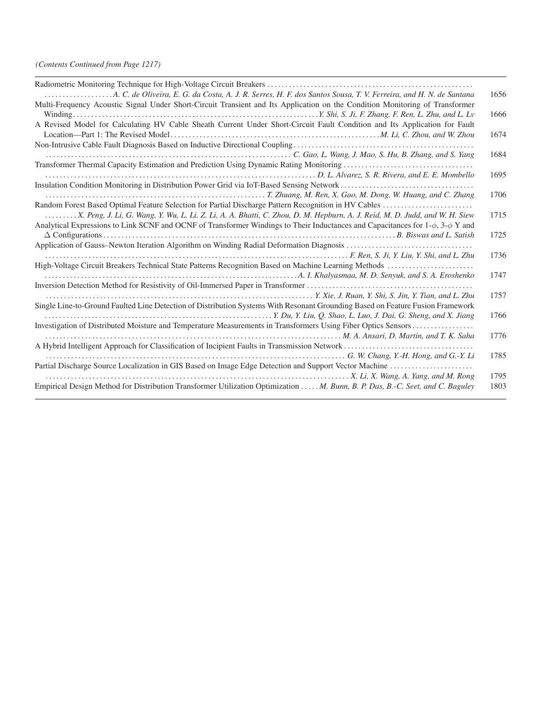*(Contents Continued from Page 1217)*

| | |
|---|---|
| Radiometric Monitoring Technique for High-Voltage Circuit Breakers . . . . . . . . . . . . . . . . . . . *A. C. de Oliveira, E. G. da Costa, A. J. R. Serres, H. F. dos Santos Sousa, T. V. Ferreira, and H. N. de Santana* | 1656 |
| Multi-Frequency Acoustic Signal Under Short-Circuit Transient and Its Application on the Condition Monitoring of Transformer Winding . . . . . . . . . . . . . . . . . . . *Y. Shi, S. Ji, F. Zhang, F. Ren, L. Zhu, and L. Lv* | 1666 |
| A Revised Model for Calculating HV Cable Sheath Current Under Short-Circuit Fault Condition and Its Application for Fault Location—Part 1: The Revised Model . . . . . . . . . . . . . . . . . . . *M. Li, C. Zhou, and W. Zhou* | 1674 |
| Non-Intrusive Cable Fault Diagnosis Based on Inductive Directional Coupling . . . . . . . . . . . . . . . . . . . *C. Gao, L. Wang, J. Mao, S. Hu, B. Zhang, and S. Yang* | 1684 |
| Transformer Thermal Capacity Estimation and Prediction Using Dynamic Rating Monitoring . . . . . . . . . . . . . . . . . . . *D. L. Alvarez, S. R. Rivera, and E. E. Mombello* | 1695 |
| Insulation Condition Monitoring in Distribution Power Grid via IoT-Based Sensing Network . . . . . . . . . . . . . . . . . . . *T. Zhuang, M. Ren, X. Gao, M. Dong, W. Huang, and C. Zhang* | 1706 |
| Random Forest Based Optimal Feature Selection for Partial Discharge Pattern Recognition in HV Cables . . . . . . . . . . . . . . . . . . . *X. Peng, J. Li, G. Wang, Y. Wu, L. Li, Z. Li, A. A. Bhatti, C. Zhou, D. M. Hepburn, A. J. Reid, M. D. Judd, and W. H. Siew* | 1715 |
| Analytical Expressions to Link SCNF and OCNF of Transformer Windings to Their Inductances and Capacitances for 1-$\phi$, 3-$\phi$ Y and $\Delta$ Configurations . . . . . . . . . . . . . . . . . . . *B. Biswas and L. Satish* | 1725 |
| Application of Gauss–Newton Iteration Algorithm on Winding Radial Deformation Diagnosis . . . . . . . . . . . . . . . . . . . *F. Ren, S. Ji, Y. Liu, Y. Shi, and L. Zhu* | 1736 |
| High-Voltage Circuit Breakers Technical State Patterns Recognition Based on Machine Learning Methods . . . . . . . . . . . . . . . . . . . *A. I. Khalyasmaa, M. D. Senyuk, and S. A. Eroshenko* | 1747 |
| Inversion Detection Method for Resistivity of Oil-Immersed Paper in Transformer . . . . . . . . . . . . . . . . . . . *Y. Xie, J. Ruan, Y. Shi, S. Jin, Y. Tian, and L. Zhu* | 1757 |
| Single Line-to-Ground Faulted Line Detection of Distribution Systems With Resonant Grounding Based on Feature Fusion Framework . . . . . . . . . . . . . . . . . . . *Y. Du, Y. Liu, Q. Shao, L. Luo, J. Dai, G. Sheng, and X. Jiang* | 1766 |
| Investigation of Distributed Moisture and Temperature Measurements in Transformers Using Fiber Optics Sensors . . . . . . . . . . . . . . . . . . . *M. A. Ansari, D. Martin, and T. K. Saha* | 1776 |
| A Hybrid Intelligent Approach for Classification of Incipient Faults in Transmission Network . . . . . . . . . . . . . . . . . . . *G. W. Chang, Y.-H. Hong, and G.-Y. Li* | 1785 |
| Partial Discharge Source Localization in GIS Based on Image Edge Detection and Support Vector Machine . . . . . . . . . . . . . . . . . . . *X. Li, X. Wang, A. Yang, and M. Rong* | 1795 |
| Empirical Design Method for Distribution Transformer Utilization Optimization . . . . . *M. Bunn, B. P. Das, B.-C. Seet, and C. Baguley* | 1803 |